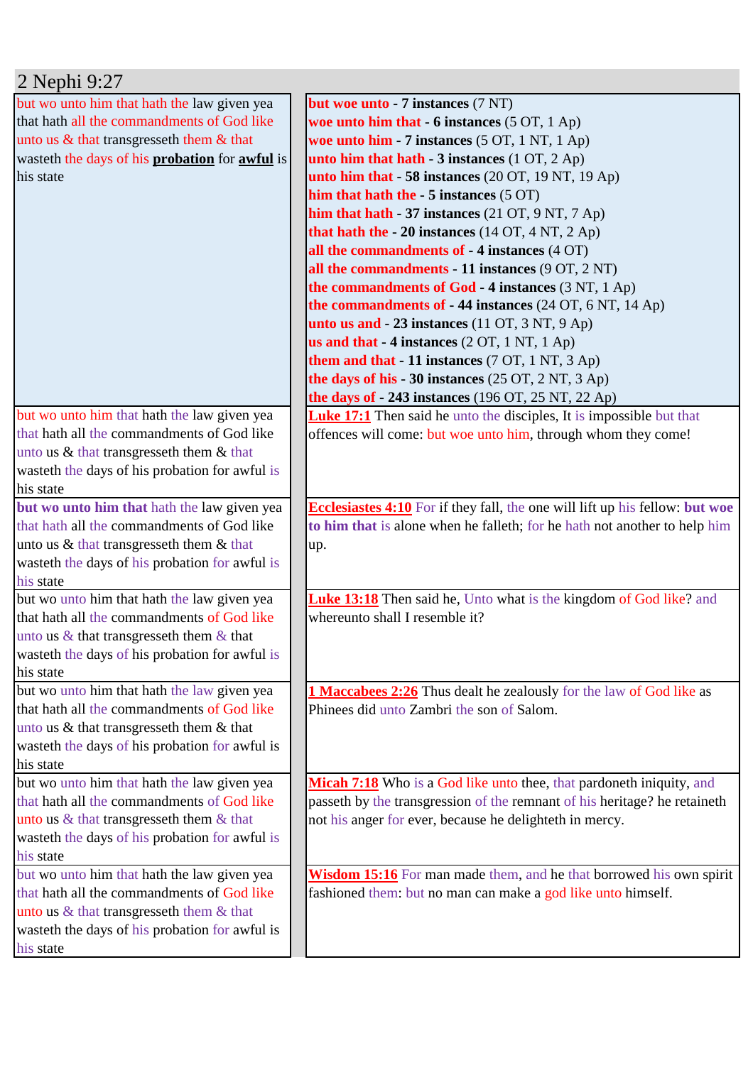# 2 Nephi 9:27

| | |
|---|---|
| but wo unto him that hath the law given yea that hath all the commandments of God like unto us & that transgresseth them & that wasteth the days of his **probation** for **awful** is his state | **but woe unto - 7 instances** (7 NT)<br>**woe unto him that - 6 instances** (5 OT, 1 Ap)<br>**woe unto him - 7 instances** (5 OT, 1 NT, 1 Ap)<br>**unto him that hath - 3 instances** (1 OT, 2 Ap)<br>**unto him that - 58 instances** (20 OT, 19 NT, 19 Ap)<br>**him that hath the - 5 instances** (5 OT)<br>**him that hath - 37 instances** (21 OT, 9 NT, 7 Ap)<br>**that hath the - 20 instances** (14 OT, 4 NT, 2 Ap)<br>**all the commandments of - 4 instances** (4 OT)<br>**all the commandments - 11 instances** (9 OT, 2 NT)<br>**the commandments of God - 4 instances** (3 NT, 1 Ap)<br>**the commandments of - 44 instances** (24 OT, 6 NT, 14 Ap)<br>**unto us and - 23 instances** (11 OT, 3 NT, 9 Ap)<br>**us and that - 4 instances** (2 OT, 1 NT, 1 Ap)<br>**them and that - 11 instances** (7 OT, 1 NT, 3 Ap)<br>**the days of his - 30 instances** (25 OT, 2 NT, 3 Ap)<br>**the days of - 243 instances** (196 OT, 25 NT, 22 Ap) |
| but wo unto him that hath the law given yea that hath all the commandments of God like unto us & that transgresseth them & that wasteth the days of his probation for awful is his state | **Luke 17:1** Then said he unto the disciples, It is impossible but that offences will come: but woe unto him, through whom they come! |
| **but wo unto him that** hath the law given yea that hath all the commandments of God like unto us & that transgresseth them & that wasteth the days of his probation for awful is his state | **Ecclesiastes 4:10** For if they fall, the one will lift up his fellow: **but woe to him that** is alone when he falleth; for he hath not another to help him up. |
| but wo unto him that hath the law given yea that hath all the commandments of God like unto us & that transgresseth them & that wasteth the days of his probation for awful is his state | **Luke 13:18** Then said he, Unto what is the kingdom of God like? and whereunto shall I resemble it? |
| but wo unto him that hath the law given yea that hath all the commandments of God like unto us & that transgresseth them & that wasteth the days of his probation for awful is his state | **1 Maccabees 2:26** Thus dealt he zealously for the law of God like as Phinees did unto Zambri the son of Salom. |
| but wo unto him that hath the law given yea that hath all the commandments of God like unto us & that transgresseth them & that wasteth the days of his probation for awful is his state | **Micah 7:18** Who is a God like unto thee, that pardoneth iniquity, and passeth by the transgression of the remnant of his heritage? he retaineth not his anger for ever, because he delighteth in mercy. |
| but wo unto him that hath the law given yea that hath all the commandments of God like unto us & that transgresseth them & that wasteth the days of his probation for awful is his state | **Wisdom 15:16** For man made them, and he that borrowed his own spirit fashioned them: but no man can make a god like unto himself. |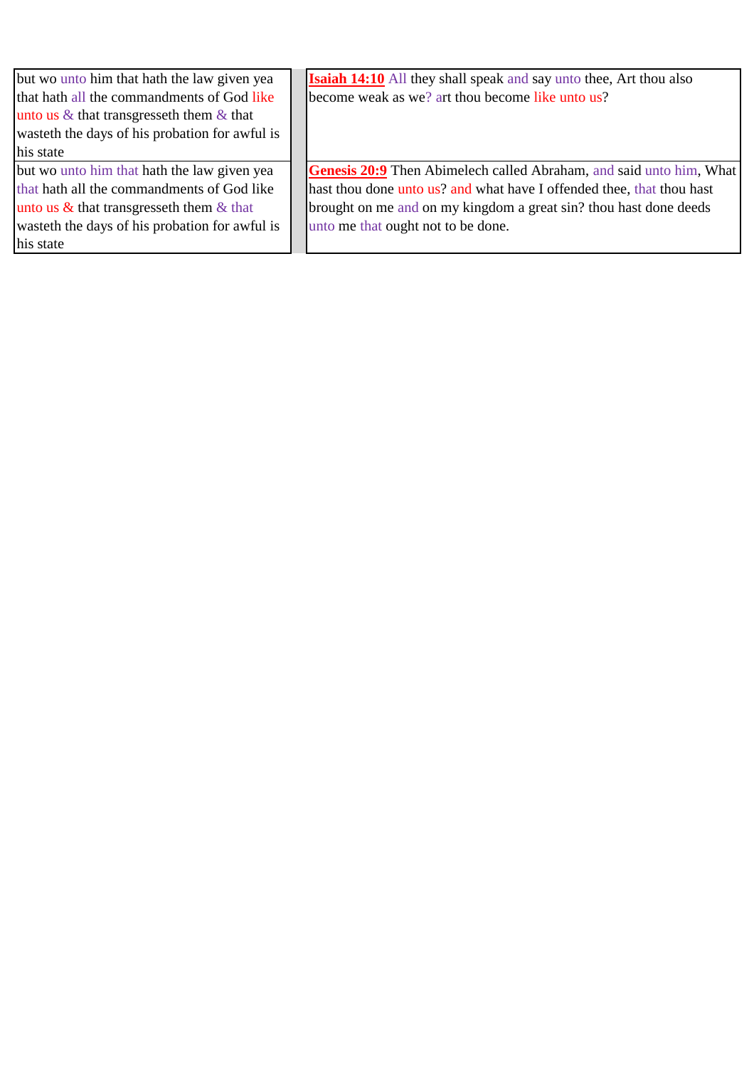| | |
|---|---|
| but wo unto him that hath the law given yea that hath all the commandments of God like unto us & that transgresseth them & that wasteth the days of his probation for awful is his state | **Isaiah 14:10** All they shall speak and say unto thee, Art thou also become weak as we? art thou become like unto us? |
| but wo unto him that hath the law given yea that hath all the commandments of God like unto us & that transgresseth them & that wasteth the days of his probation for awful is his state | **Genesis 20:9** Then Abimelech called Abraham, and said unto him, What hast thou done unto us? and what have I offended thee, that thou hast brought on me and on my kingdom a great sin? thou hast done deeds unto me that ought not to be done. |